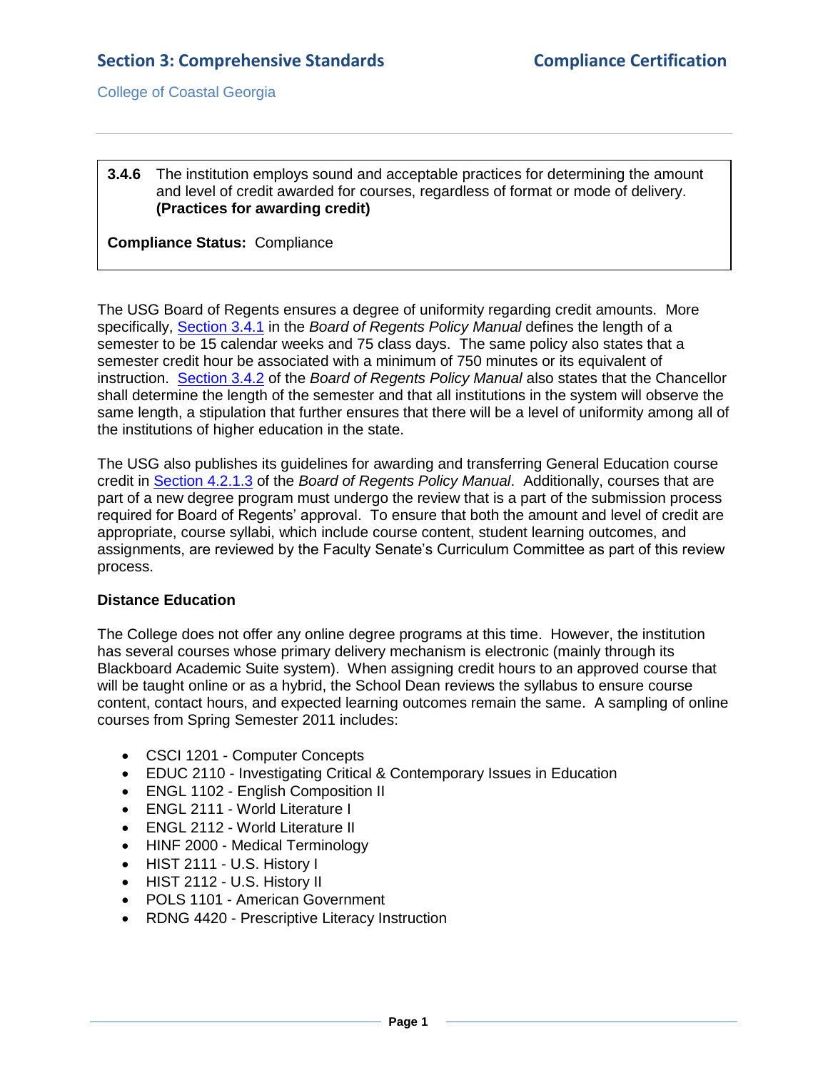# Section 3: Comprehensive Standards — Compliance Certification

College of Coastal Georgia

---

**3.4.6** The institution employs sound and acceptable practices for determining the amount and level of credit awarded for courses, regardless of format or mode of delivery. **(Practices for awarding credit)**

**Compliance Status:** Compliance

The USG Board of Regents ensures a degree of uniformity regarding credit amounts. More specifically, Section 3.4.1 in the *Board of Regents Policy Manual* defines the length of a semester to be 15 calendar weeks and 75 class days. The same policy also states that a semester credit hour be associated with a minimum of 750 minutes or its equivalent of instruction. Section 3.4.2 of the *Board of Regents Policy Manual* also states that the Chancellor shall determine the length of the semester and that all institutions in the system will observe the same length, a stipulation that further ensures that there will be a level of uniformity among all of the institutions of higher education in the state.

The USG also publishes its guidelines for awarding and transferring General Education course credit in Section 4.2.1.3 of the *Board of Regents Policy Manual*. Additionally, courses that are part of a new degree program must undergo the review that is a part of the submission process required for Board of Regents' approval. To ensure that both the amount and level of credit are appropriate, course syllabi, which include course content, student learning outcomes, and assignments, are reviewed by the Faculty Senate's Curriculum Committee as part of this review process.

**Distance Education**

The College does not offer any online degree programs at this time. However, the institution has several courses whose primary delivery mechanism is electronic (mainly through its Blackboard Academic Suite system). When assigning credit hours to an approved course that will be taught online or as a hybrid, the School Dean reviews the syllabus to ensure course content, contact hours, and expected learning outcomes remain the same. A sampling of online courses from Spring Semester 2011 includes:

- CSCI 1201 - Computer Concepts
- EDUC 2110 - Investigating Critical & Contemporary Issues in Education
- ENGL 1102 - English Composition II
- ENGL 2111 - World Literature I
- ENGL 2112 - World Literature II
- HINF 2000 - Medical Terminology
- HIST 2111 - U.S. History I
- HIST 2112 - U.S. History II
- POLS 1101 - American Government
- RDNG 4420 - Prescriptive Literacy Instruction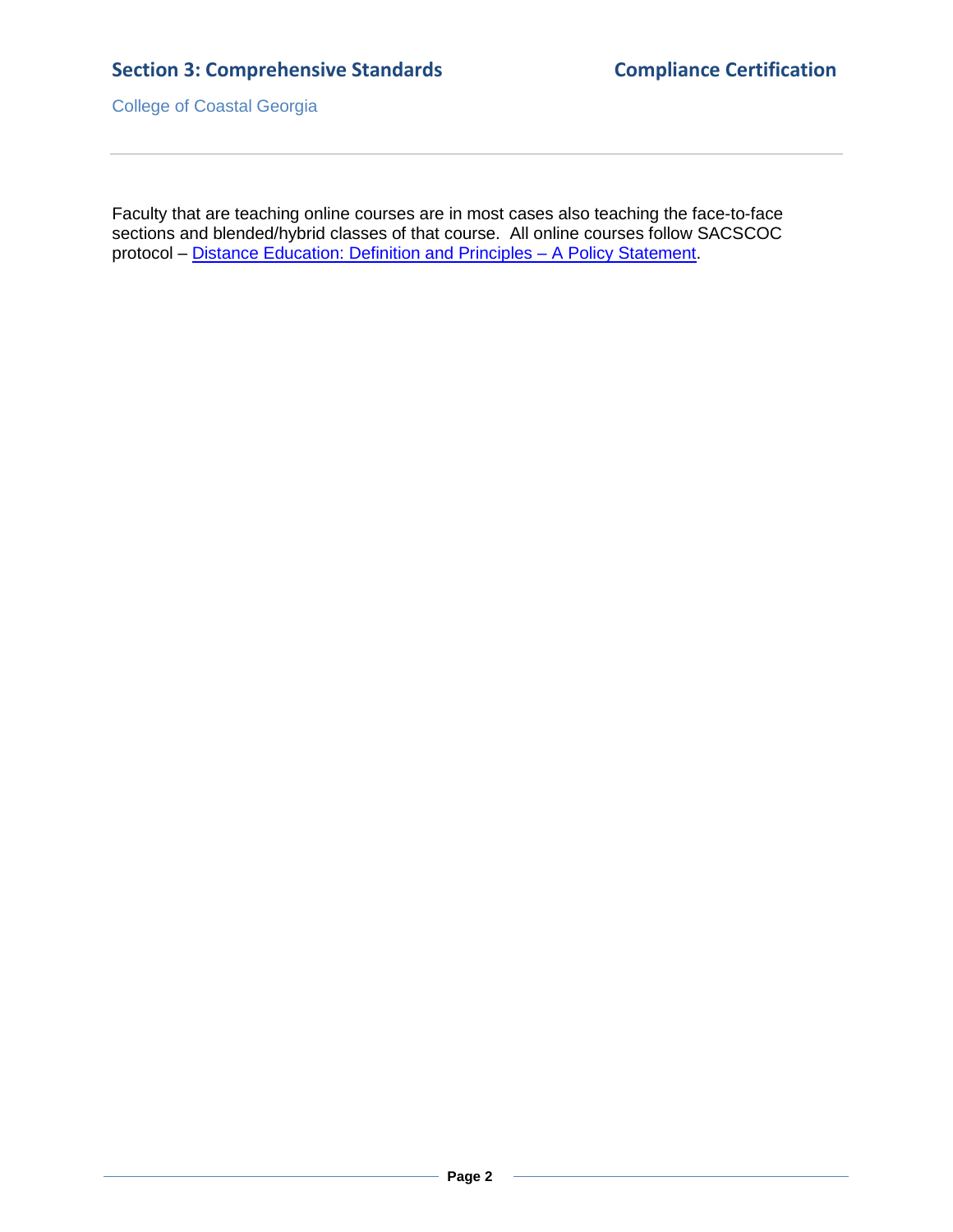Faculty that are teaching online courses are in most cases also teaching the face-to-face sections and blended/hybrid classes of that course. All online courses follow SACSCOC protocol – Distance Education: Definition and Principles – A Policy Statement.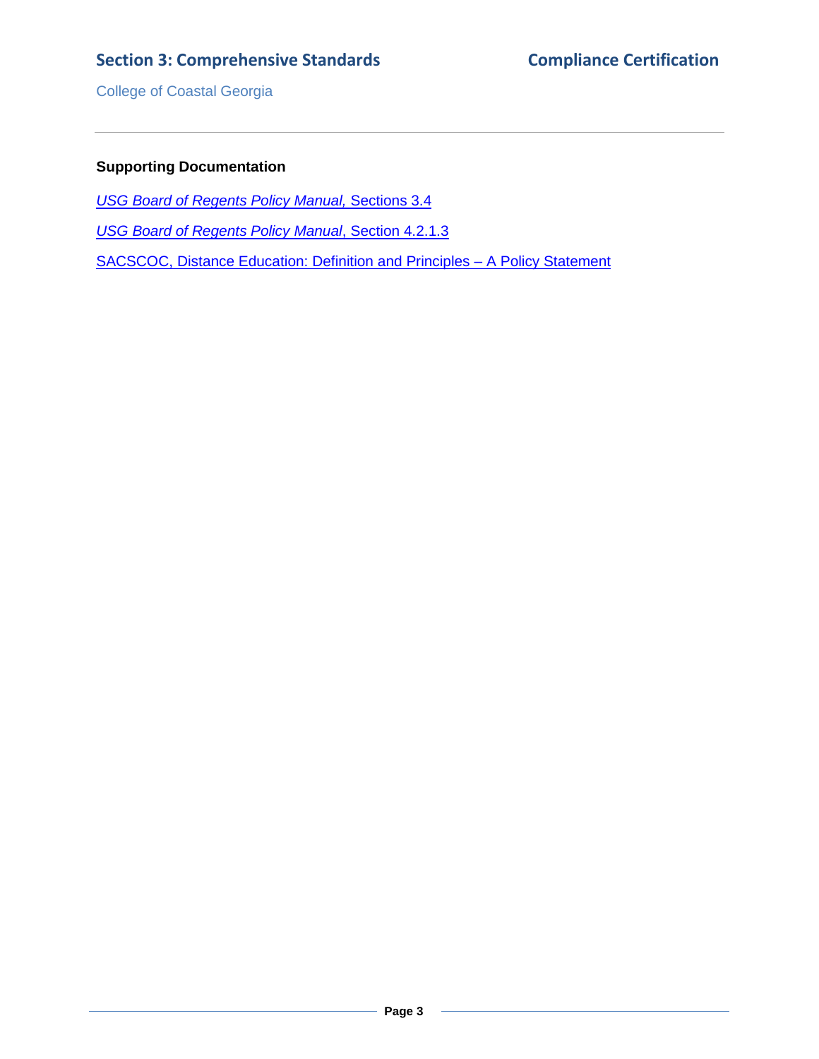**Supporting Documentation**

*USG Board of Regents Policy Manual,* Sections 3.4

*USG Board of Regents Policy Manual*, Section 4.2.1.3

SACSCOC, Distance Education: Definition and Principles – A Policy Statement